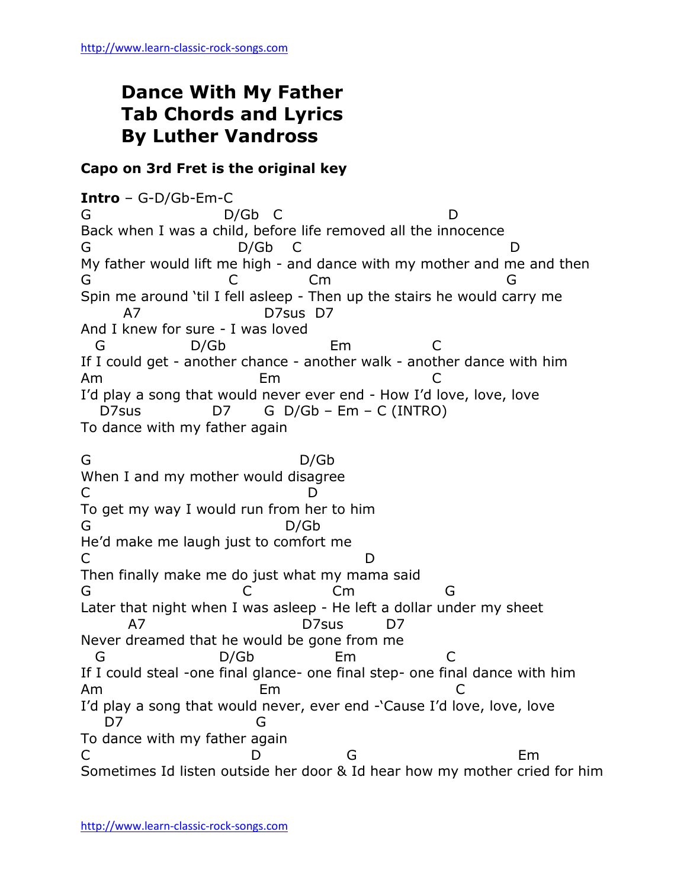# Dance With My Father
# Tab Chords and Lyrics
# By Luther Vandross

**Capo on 3rd Fret is the original key**

**Intro** – G-D/Gb-Em-C

```
G                    D/Gb   C                         D
Back when I was a child, before life removed all the innocence
G                      D/Gb    C                                D
My father would lift me high - and dance with my mother and me and then
G                    C          Cm                          G
Spin me around 'til I fell asleep - Then up the stairs he would carry me
      A7                  D7sus  D7
And I knew for sure - I was loved
  G            D/Gb              Em            C
If I could get - another chance - another walk - another dance with him
Am                          Em                       C
I'd play a song that would never ever end - How I'd love, love, love
  D7sus            D7      G  D/Gb – Em – C (INTRO)
To dance with my father again

G                              D/Gb
When I and my mother would disagree
C                              D
To get my way I would run from her to him
G                            D/Gb
He'd make me laugh just to comfort me
C                                      D
Then finally make me do just what my mama said
G                        C             Cm            G
Later that night when I was asleep - He left a dollar under my sheet
       A7                           D7sus      D7
Never dreamed that he would be gone from me
  G                D/Gb           Em              C
If I could steal -one final glance- one final step- one final dance with him
Am                          Em                        C
I'd play a song that would never, ever end -'Cause I'd love, love, love
   D7                      G
To dance with my father again
C                          D              G                          Em
Sometimes Id listen outside her door & Id hear how my mother cried for him
```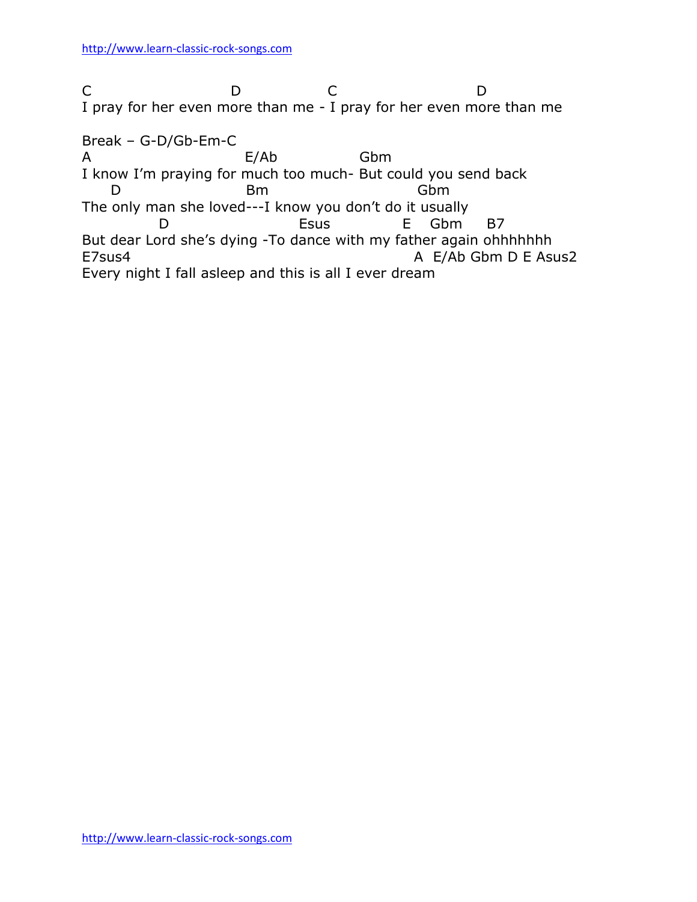```
C                          D              C                          D
I pray for her even more than me - I pray for her even more than me

Break – G-D/Gb-Em-C
A                            E/Ab               Gbm
I know I'm praying for much too much- But could you send back
     D                         Bm                           Gbm
The only man she loved---I know you don't do it usually
            D                          Esus            E    Gbm     B7
But dear Lord she's dying -To dance with my father again ohhhhhhh
E7sus4                                              A  E/Ab Gbm D E Asus2
Every night I fall asleep and this is all I ever dream
```